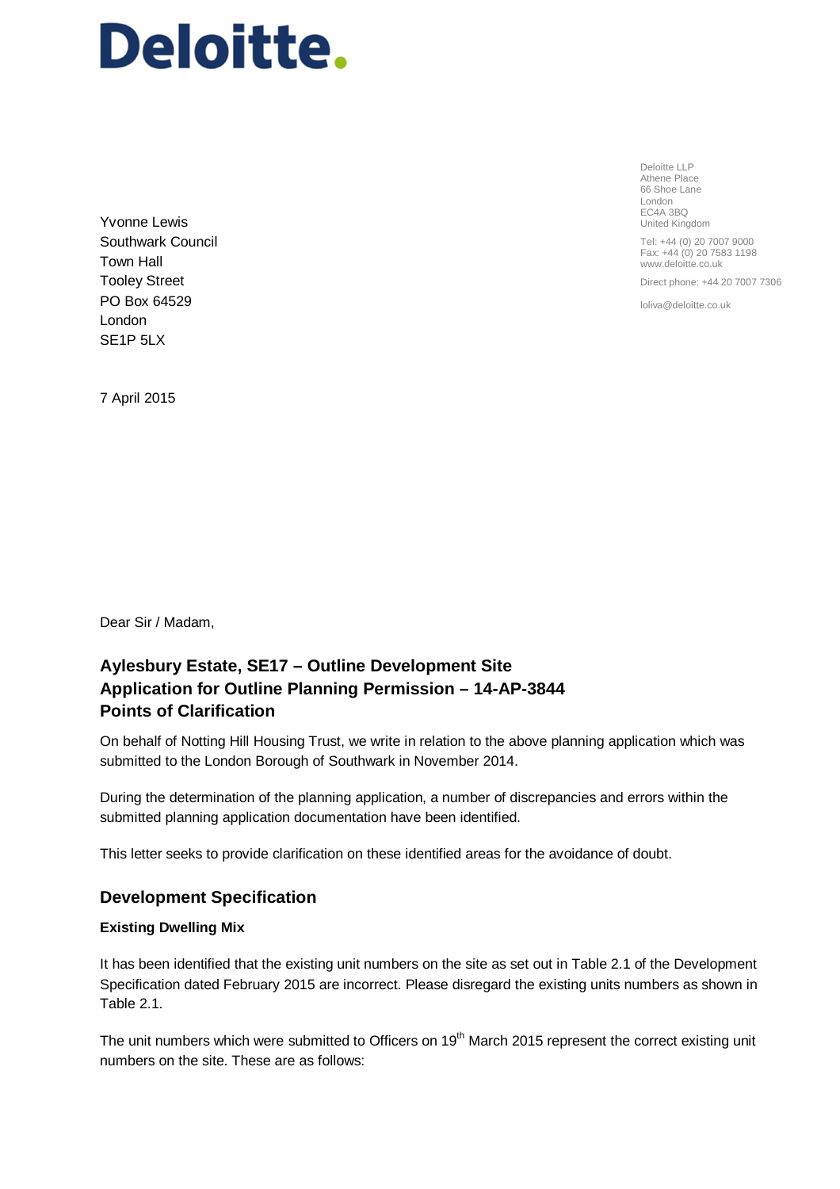Deloitte.

Deloitte LLP
Athene Place
66 Shoe Lane
London
EC4A 3BQ
United Kingdom

Tel: +44 (0) 20 7007 9000
Fax: +44 (0) 20 7583 1198
www.deloitte.co.uk

Direct phone: +44 20 7007 7306

loliva@deloitte.co.uk

Yvonne Lewis
Southwark Council
Town Hall
Tooley Street
PO Box 64529
London
SE1P 5LX

7 April 2015

Dear Sir / Madam,

**Aylesbury Estate, SE17 – Outline Development Site**
**Application for Outline Planning Permission – 14-AP-3844**
**Points of Clarification**

On behalf of Notting Hill Housing Trust, we write in relation to the above planning application which was submitted to the London Borough of Southwark in November 2014.

During the determination of the planning application, a number of discrepancies and errors within the submitted planning application documentation have been identified.

This letter seeks to provide clarification on these identified areas for the avoidance of doubt.

## Development Specification

### Existing Dwelling Mix

It has been identified that the existing unit numbers on the site as set out in Table 2.1 of the Development Specification dated February 2015 are incorrect. Please disregard the existing units numbers as shown in Table 2.1.

The unit numbers which were submitted to Officers on 19th March 2015 represent the correct existing unit numbers on the site. These are as follows: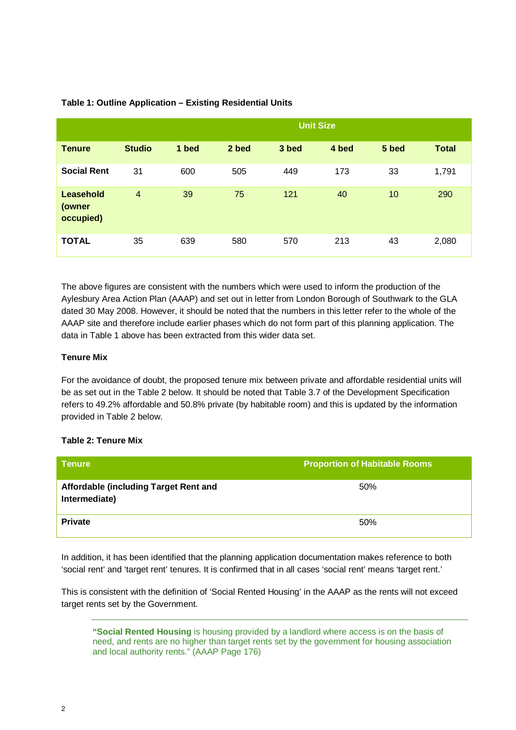**Table 1: Outline Application – Existing Residential Units**

| | Unit Size | | | | | | |
|---|---|---|---|---|---|---|---|
| **Tenure** | **Studio** | **1 bed** | **2 bed** | **3 bed** | **4 bed** | **5 bed** | **Total** |
| **Social Rent** | 31 | 600 | 505 | 449 | 173 | 33 | 1,791 |
| **Leasehold (owner occupied)** | 4 | 39 | 75 | 121 | 40 | 10 | 290 |
| **TOTAL** | 35 | 639 | 580 | 570 | 213 | 43 | 2,080 |

The above figures are consistent with the numbers which were used to inform the production of the Aylesbury Area Action Plan (AAAP) and set out in letter from London Borough of Southwark to the GLA dated 30 May 2008. However, it should be noted that the numbers in this letter refer to the whole of the AAAP site and therefore include earlier phases which do not form part of this planning application. The data in Table 1 above has been extracted from this wider data set.

**Tenure Mix**

For the avoidance of doubt, the proposed tenure mix between private and affordable residential units will be as set out in the Table 2 below. It should be noted that Table 3.7 of the Development Specification refers to 49.2% affordable and 50.8% private (by habitable room) and this is updated by the information provided in Table 2 below.

**Table 2: Tenure Mix**

| Tenure | Proportion of Habitable Rooms |
|---|---|
| **Affordable (including Target Rent and Intermediate)** | 50% |
| **Private** | 50% |

In addition, it has been identified that the planning application documentation makes reference to both 'social rent' and 'target rent' tenures. It is confirmed that in all cases 'social rent' means 'target rent.'

This is consistent with the definition of 'Social Rented Housing' in the AAAP as the rents will not exceed target rents set by the Government.

> "**Social Rented Housing** is housing provided by a landlord where access is on the basis of need, and rents are no higher than target rents set by the government for housing association and local authority rents." (AAAP Page 176)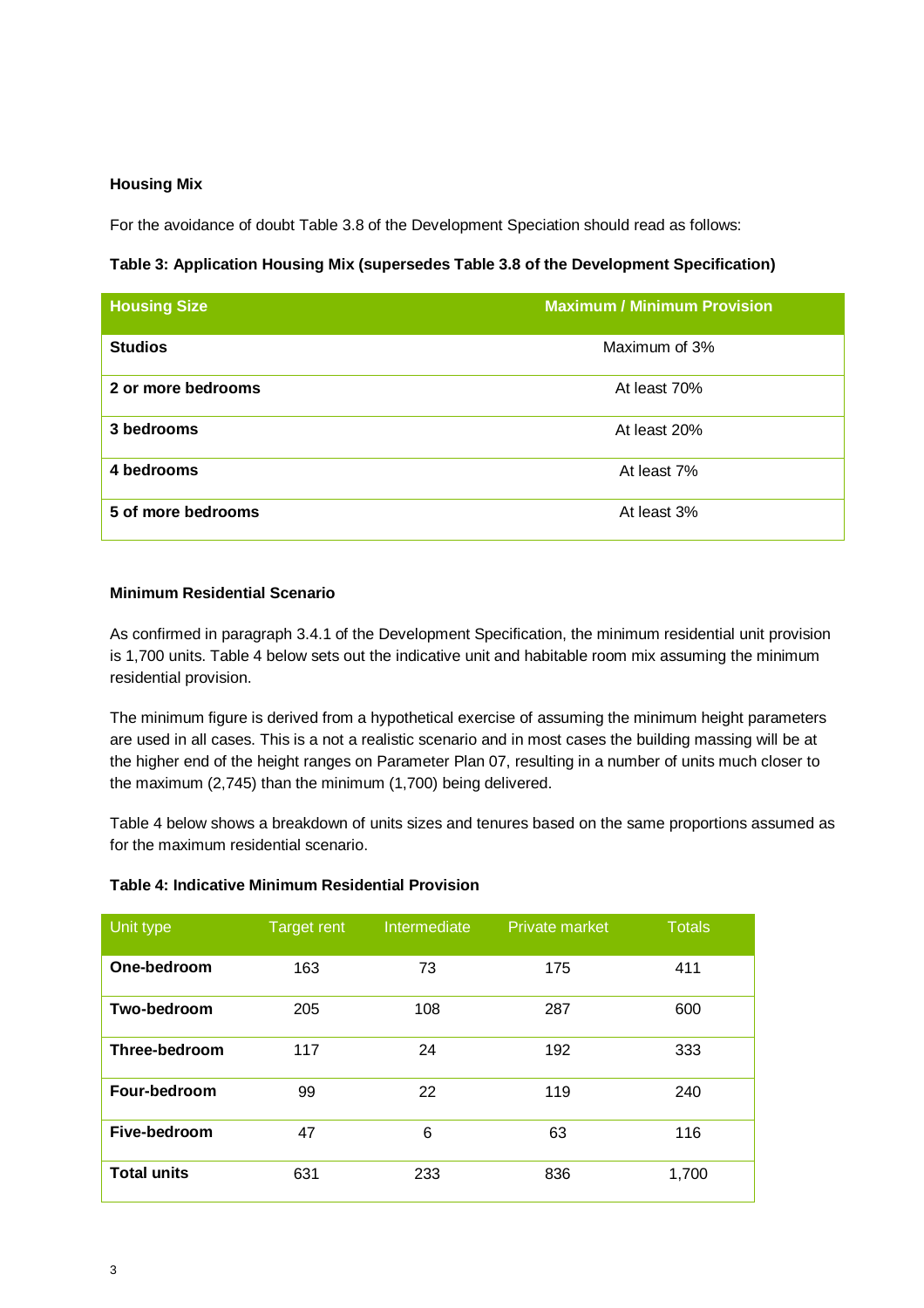**Housing Mix**

For the avoidance of doubt Table 3.8 of the Development Speciation should read as follows:

**Table 3: Application Housing Mix (supersedes Table 3.8 of the Development Specification)**

| Housing Size | Maximum / Minimum Provision |
|---|---|
| **Studios** | Maximum of 3% |
| **2 or more bedrooms** | At least 70% |
| **3 bedrooms** | At least 20% |
| **4 bedrooms** | At least 7% |
| **5 of more bedrooms** | At least 3% |

**Minimum Residential Scenario**

As confirmed in paragraph 3.4.1 of the Development Specification, the minimum residential unit provision is 1,700 units. Table 4 below sets out the indicative unit and habitable room mix assuming the minimum residential provision.

The minimum figure is derived from a hypothetical exercise of assuming the minimum height parameters are used in all cases. This is a not a realistic scenario and in most cases the building massing will be at the higher end of the height ranges on Parameter Plan 07, resulting in a number of units much closer to the maximum (2,745) than the minimum (1,700) being delivered.

Table 4 below shows a breakdown of units sizes and tenures based on the same proportions assumed as for the maximum residential scenario.

**Table 4: Indicative Minimum Residential Provision**

| Unit type | Target rent | Intermediate | Private market | Totals |
|---|---|---|---|---|
| **One-bedroom** | 163 | 73 | 175 | 411 |
| **Two-bedroom** | 205 | 108 | 287 | 600 |
| **Three-bedroom** | 117 | 24 | 192 | 333 |
| **Four-bedroom** | 99 | 22 | 119 | 240 |
| **Five-bedroom** | 47 | 6 | 63 | 116 |
| **Total units** | 631 | 233 | 836 | 1,700 |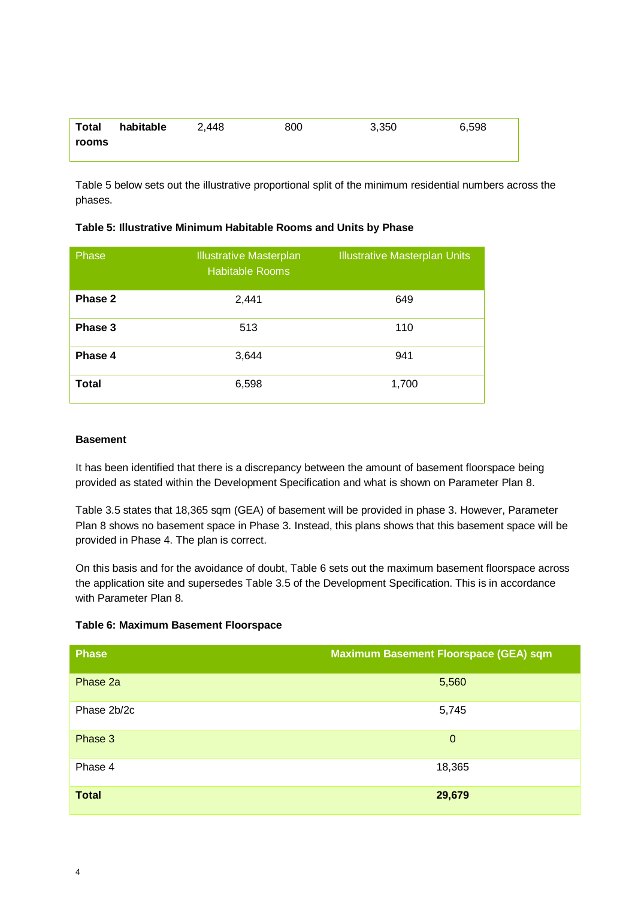| Total habitable rooms | 2,448 | 800 | 3,350 | 6,598 |
|---|---|---|---|---|

Table 5 below sets out the illustrative proportional split of the minimum residential numbers across the phases.

**Table 5: Illustrative Minimum Habitable Rooms and Units by Phase**

| Phase | Illustrative Masterplan Habitable Rooms | Illustrative Masterplan Units |
|---|---|---|
| **Phase 2** | 2,441 | 649 |
| **Phase 3** | 513 | 110 |
| **Phase 4** | 3,644 | 941 |
| **Total** | 6,598 | 1,700 |

**Basement**

It has been identified that there is a discrepancy between the amount of basement floorspace being provided as stated within the Development Specification and what is shown on Parameter Plan 8.

Table 3.5 states that 18,365 sqm (GEA) of basement will be provided in phase 3. However, Parameter Plan 8 shows no basement space in Phase 3. Instead, this plans shows that this basement space will be provided in Phase 4. The plan is correct.

On this basis and for the avoidance of doubt, Table 6 sets out the maximum basement floorspace across the application site and supersedes Table 3.5 of the Development Specification. This is in accordance with Parameter Plan 8.

**Table 6: Maximum Basement Floorspace**

| Phase | Maximum Basement Floorspace (GEA) sqm |
|---|---|
| Phase 2a | 5,560 |
| Phase 2b/2c | 5,745 |
| Phase 3 | 0 |
| Phase 4 | 18,365 |
| **Total** | **29,679** |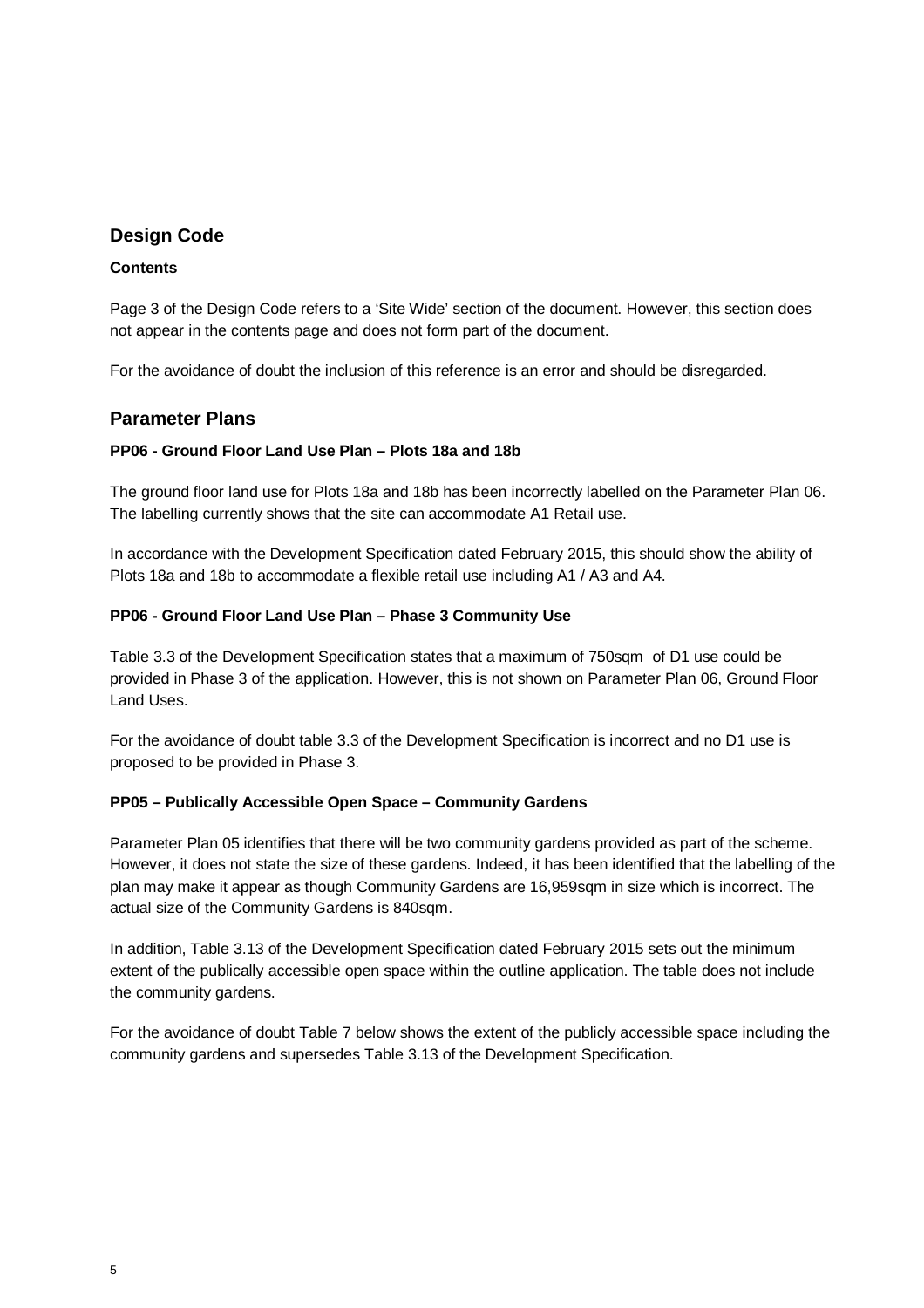## Design Code

### Contents

Page 3 of the Design Code refers to a 'Site Wide' section of the document. However, this section does not appear in the contents page and does not form part of the document.

For the avoidance of doubt the inclusion of this reference is an error and should be disregarded.

## Parameter Plans

### PP06 - Ground Floor Land Use Plan – Plots 18a and 18b

The ground floor land use for Plots 18a and 18b has been incorrectly labelled on the Parameter Plan 06. The labelling currently shows that the site can accommodate A1 Retail use.

In accordance with the Development Specification dated February 2015, this should show the ability of Plots 18a and 18b to accommodate a flexible retail use including A1 / A3 and A4.

### PP06 - Ground Floor Land Use Plan – Phase 3 Community Use

Table 3.3 of the Development Specification states that a maximum of 750sqm of D1 use could be provided in Phase 3 of the application. However, this is not shown on Parameter Plan 06, Ground Floor Land Uses.

For the avoidance of doubt table 3.3 of the Development Specification is incorrect and no D1 use is proposed to be provided in Phase 3.

### PP05 – Publically Accessible Open Space – Community Gardens

Parameter Plan 05 identifies that there will be two community gardens provided as part of the scheme. However, it does not state the size of these gardens. Indeed, it has been identified that the labelling of the plan may make it appear as though Community Gardens are 16,959sqm in size which is incorrect. The actual size of the Community Gardens is 840sqm.

In addition, Table 3.13 of the Development Specification dated February 2015 sets out the minimum extent of the publically accessible open space within the outline application. The table does not include the community gardens.

For the avoidance of doubt Table 7 below shows the extent of the publicly accessible space including the community gardens and supersedes Table 3.13 of the Development Specification.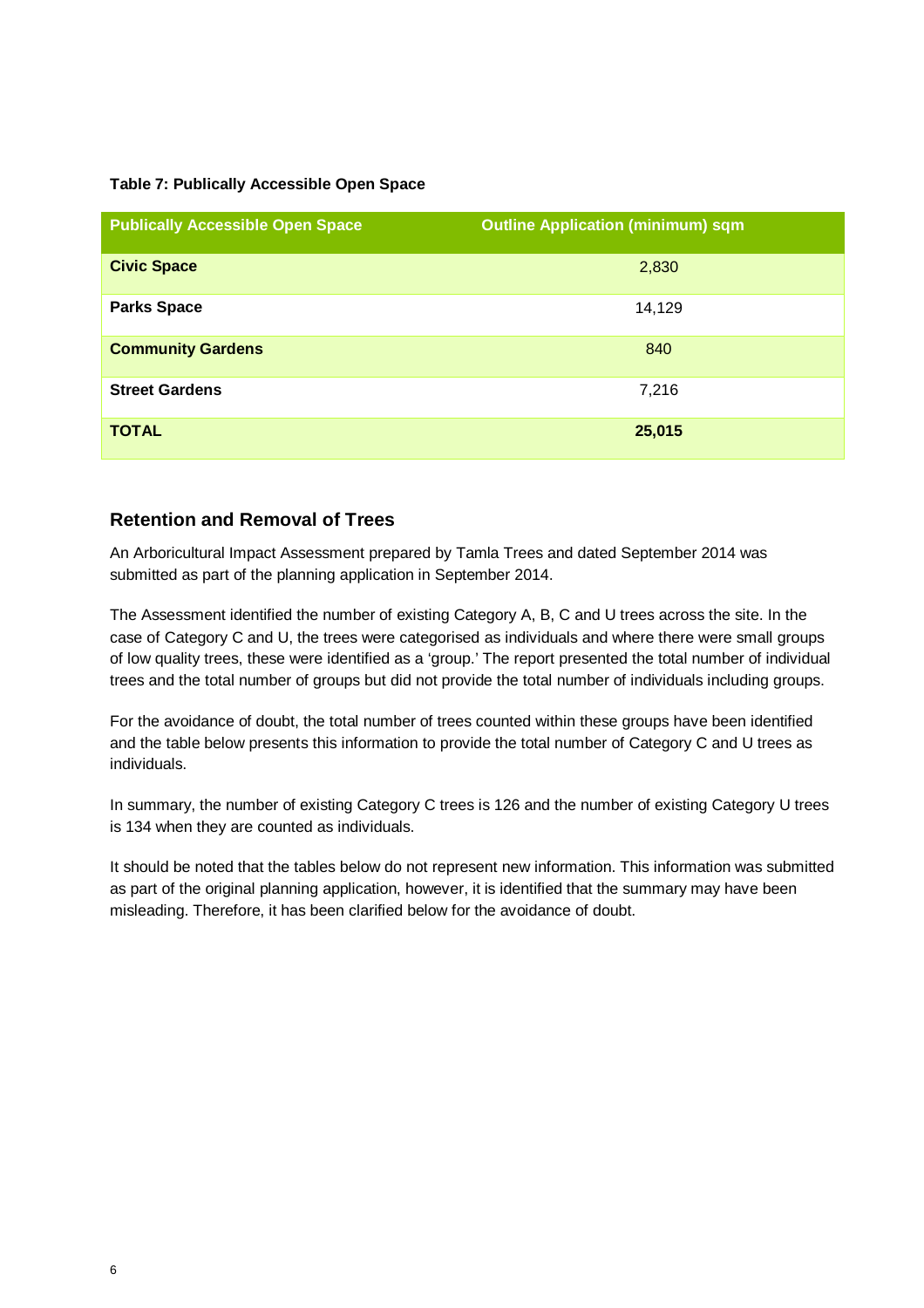**Table 7: Publically Accessible Open Space**

| Publically Accessible Open Space | Outline Application (minimum) sqm |
|---|---|
| **Civic Space** | 2,830 |
| **Parks Space** | 14,129 |
| **Community Gardens** | 840 |
| **Street Gardens** | 7,216 |
| **TOTAL** | **25,015** |

## Retention and Removal of Trees

An Arboricultural Impact Assessment prepared by Tamla Trees and dated September 2014 was submitted as part of the planning application in September 2014.

The Assessment identified the number of existing Category A, B, C and U trees across the site. In the case of Category C and U, the trees were categorised as individuals and where there were small groups of low quality trees, these were identified as a 'group.' The report presented the total number of individual trees and the total number of groups but did not provide the total number of individuals including groups.

For the avoidance of doubt, the total number of trees counted within these groups have been identified and the table below presents this information to provide the total number of Category C and U trees as individuals.

In summary, the number of existing Category C trees is 126 and the number of existing Category U trees is 134 when they are counted as individuals.

It should be noted that the tables below do not represent new information. This information was submitted as part of the original planning application, however, it is identified that the summary may have been misleading. Therefore, it has been clarified below for the avoidance of doubt.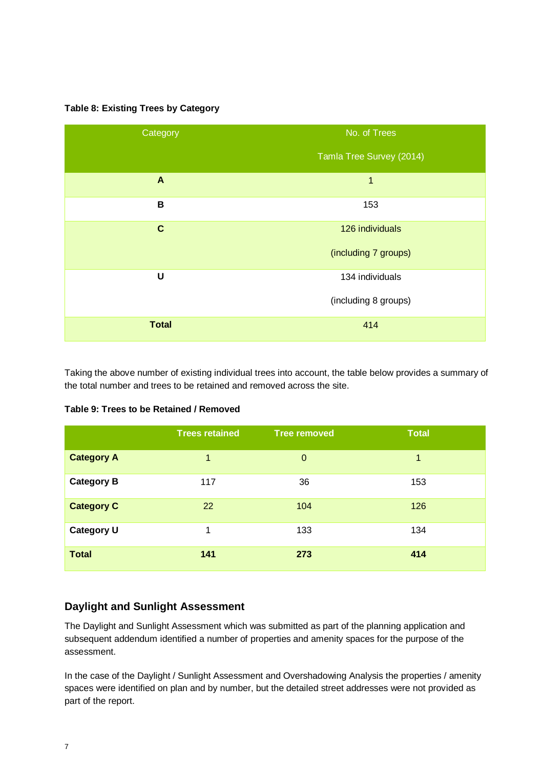**Table 8: Existing Trees by Category**

| Category | No. of Trees<br>Tamla Tree Survey (2014) |
|---|---|
| **A** | 1 |
| **B** | 153 |
| **C** | 126 individuals<br>(including 7 groups) |
| **U** | 134 individuals<br>(including 8 groups) |
| **Total** | 414 |

Taking the above number of existing individual trees into account, the table below provides a summary of the total number and trees to be retained and removed across the site.

**Table 9: Trees to be Retained / Removed**

| | Trees retained | Tree removed | Total |
|---|---|---|---|
| **Category A** | 1 | 0 | 1 |
| **Category B** | 117 | 36 | 153 |
| **Category C** | 22 | 104 | 126 |
| **Category U** | 1 | 133 | 134 |
| **Total** | **141** | **273** | **414** |

## Daylight and Sunlight Assessment

The Daylight and Sunlight Assessment which was submitted as part of the planning application and subsequent addendum identified a number of properties and amenity spaces for the purpose of the assessment.

In the case of the Daylight / Sunlight Assessment and Overshadowing Analysis the properties / amenity spaces were identified on plan and by number, but the detailed street addresses were not provided as part of the report.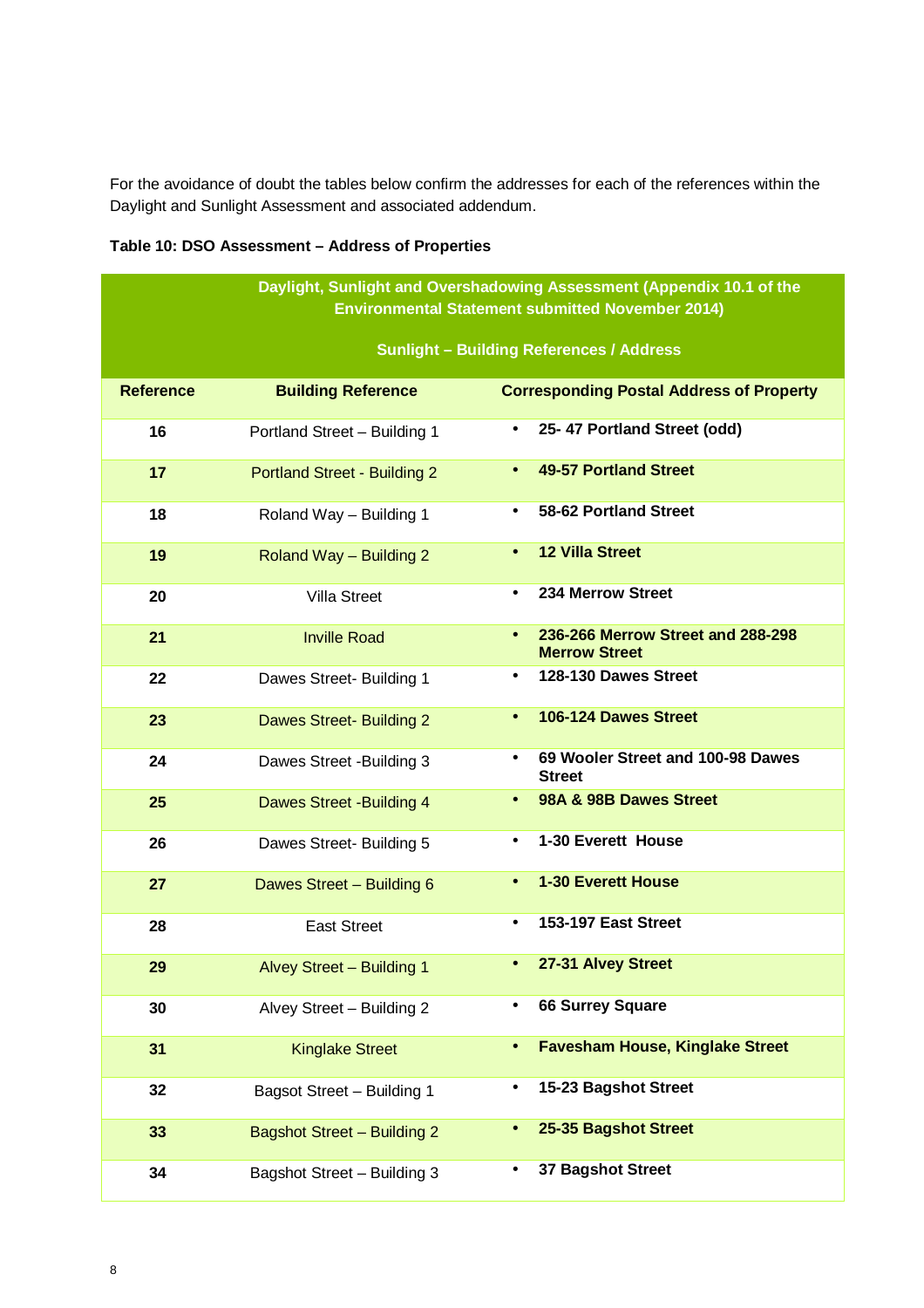For the avoidance of doubt the tables below confirm the addresses for each of the references within the Daylight and Sunlight Assessment and associated addendum.

**Table 10: DSO Assessment – Address of Properties**

| Daylight, Sunlight and Overshadowing Assessment (Appendix 10.1 of the Environmental Statement submitted November 2014) Sunlight – Building References / Address | | |
|---|---|---|
| **Reference** | **Building Reference** | **Corresponding Postal Address of Property** |
| **16** | Portland Street – Building 1 | • **25- 47 Portland Street (odd)** |
| **17** | Portland Street - Building 2 | • **49-57 Portland Street** |
| **18** | Roland Way – Building 1 | • **58-62 Portland Street** |
| **19** | Roland Way – Building 2 | • **12 Villa Street** |
| **20** | Villa Street | • **234 Merrow Street** |
| **21** | Inville Road | • **236-266 Merrow Street and 288-298 Merrow Street** |
| **22** | Dawes Street- Building 1 | • **128-130 Dawes Street** |
| **23** | Dawes Street- Building 2 | • **106-124 Dawes Street** |
| **24** | Dawes Street -Building 3 | • **69 Wooler Street and 100-98 Dawes Street** |
| **25** | Dawes Street -Building 4 | • **98A & 98B Dawes Street** |
| **26** | Dawes Street- Building 5 | • **1-30 Everett House** |
| **27** | Dawes Street – Building 6 | • **1-30 Everett House** |
| **28** | East Street | • **153-197 East Street** |
| **29** | Alvey Street – Building 1 | • **27-31 Alvey Street** |
| **30** | Alvey Street – Building 2 | • **66 Surrey Square** |
| **31** | Kinglake Street | • **Favesham House, Kinglake Street** |
| **32** | Bagsot Street – Building 1 | • **15-23 Bagshot Street** |
| **33** | Bagshot Street – Building 2 | • **25-35 Bagshot Street** |
| **34** | Bagshot Street – Building 3 | • **37 Bagshot Street** |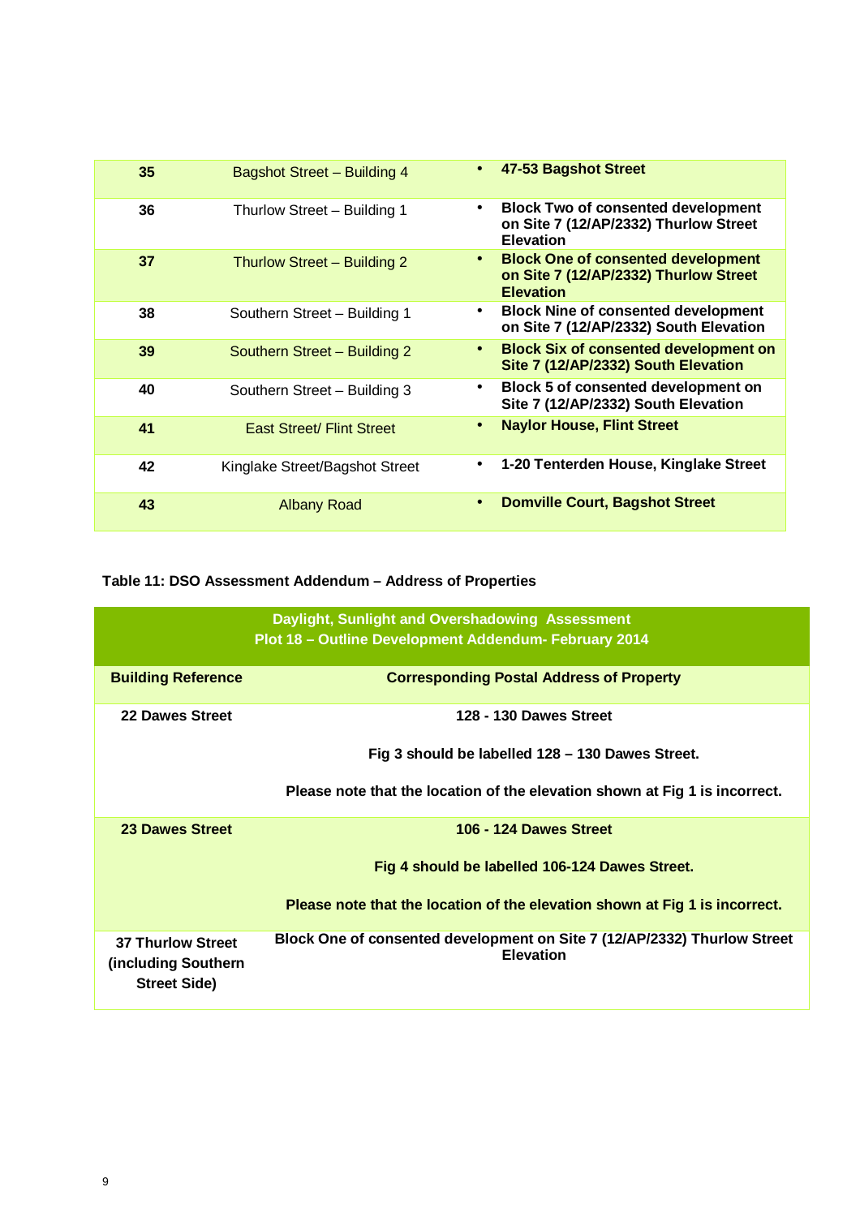| | | |
|---|---|---|
| **35** | Bagshot Street – Building 4 | • **47-53 Bagshot Street** |
| **36** | Thurlow Street – Building 1 | • **Block Two of consented development on Site 7 (12/AP/2332) Thurlow Street Elevation** |
| **37** | Thurlow Street – Building 2 | • **Block One of consented development on Site 7 (12/AP/2332) Thurlow Street Elevation** |
| **38** | Southern Street – Building 1 | • **Block Nine of consented development on Site 7 (12/AP/2332) South Elevation** |
| **39** | Southern Street – Building 2 | • **Block Six of consented development on Site 7 (12/AP/2332) South Elevation** |
| **40** | Southern Street – Building 3 | • **Block 5 of consented development on Site 7 (12/AP/2332) South Elevation** |
| **41** | East Street/ Flint Street | • **Naylor House, Flint Street** |
| **42** | Kinglake Street/Bagshot Street | • **1-20 Tenterden House, Kinglake Street** |
| **43** | Albany Road | • **Domville Court, Bagshot Street** |

**Table 11: DSO Assessment Addendum – Address of Properties**

| Daylight, Sunlight and Overshadowing Assessment Plot 18 – Outline Development Addendum- February 2014 | |
|---|---|
| **Building Reference** | **Corresponding Postal Address of Property** |
| **22 Dawes Street** | **128 - 130 Dawes Street**<br><br>**Fig 3 should be labelled 128 – 130 Dawes Street.**<br><br>**Please note that the location of the elevation shown at Fig 1 is incorrect.** |
| **23 Dawes Street** | **106 - 124 Dawes Street**<br><br>**Fig 4 should be labelled 106-124 Dawes Street.**<br><br>**Please note that the location of the elevation shown at Fig 1 is incorrect.** |
| **37 Thurlow Street (including Southern Street Side)** | **Block One of consented development on Site 7 (12/AP/2332) Thurlow Street Elevation** |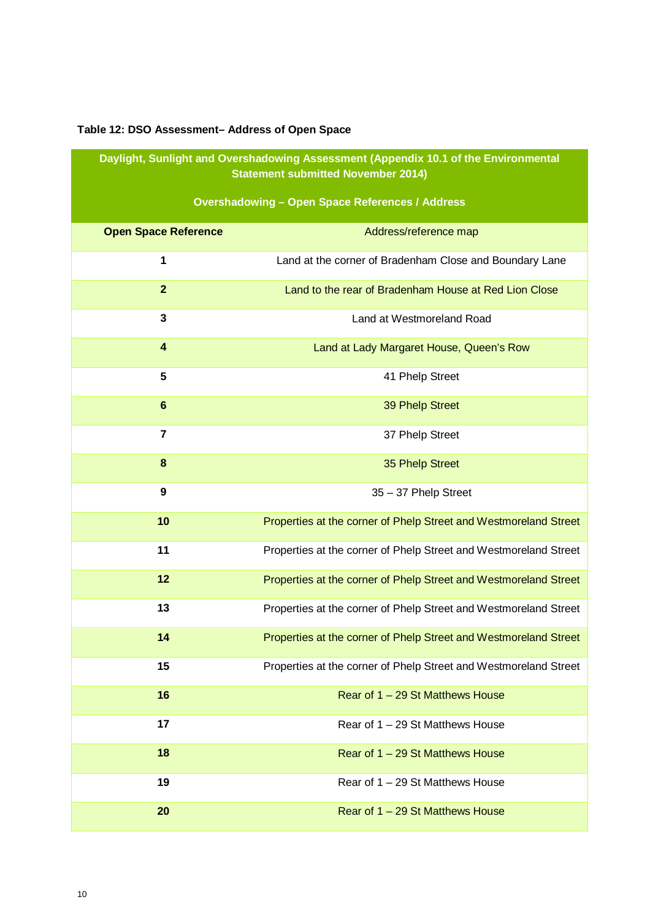**Table 12: DSO Assessment– Address of Open Space**

| Daylight, Sunlight and Overshadowing Assessment (Appendix 10.1 of the Environmental Statement submitted November 2014) Overshadowing – Open Space References / Address | |
|---|---|
| **Open Space Reference** | Address/reference map |
| **1** | Land at the corner of Bradenham Close and Boundary Lane |
| **2** | Land to the rear of Bradenham House at Red Lion Close |
| **3** | Land at Westmoreland Road |
| **4** | Land at Lady Margaret House, Queen's Row |
| **5** | 41 Phelp Street |
| **6** | 39 Phelp Street |
| **7** | 37 Phelp Street |
| **8** | 35 Phelp Street |
| **9** | 35 – 37 Phelp Street |
| **10** | Properties at the corner of Phelp Street and Westmoreland Street |
| **11** | Properties at the corner of Phelp Street and Westmoreland Street |
| **12** | Properties at the corner of Phelp Street and Westmoreland Street |
| **13** | Properties at the corner of Phelp Street and Westmoreland Street |
| **14** | Properties at the corner of Phelp Street and Westmoreland Street |
| **15** | Properties at the corner of Phelp Street and Westmoreland Street |
| **16** | Rear of 1 – 29 St Matthews House |
| **17** | Rear of 1 – 29 St Matthews House |
| **18** | Rear of 1 – 29 St Matthews House |
| **19** | Rear of 1 – 29 St Matthews House |
| **20** | Rear of 1 – 29 St Matthews House |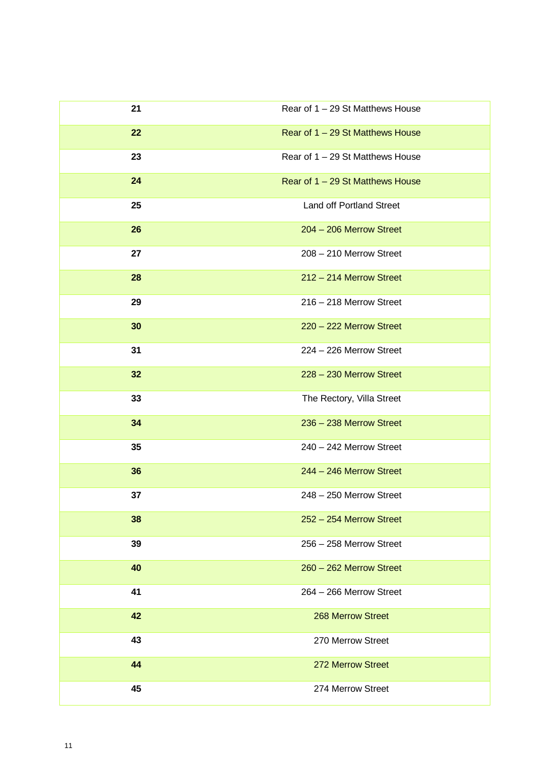| | |
|---|---|
| **21** | Rear of 1 – 29 St Matthews House |
| **22** | Rear of 1 – 29 St Matthews House |
| **23** | Rear of 1 – 29 St Matthews House |
| **24** | Rear of 1 – 29 St Matthews House |
| **25** | Land off Portland Street |
| **26** | 204 – 206 Merrow Street |
| **27** | 208 – 210 Merrow Street |
| **28** | 212 – 214 Merrow Street |
| **29** | 216 – 218 Merrow Street |
| **30** | 220 – 222 Merrow Street |
| **31** | 224 – 226 Merrow Street |
| **32** | 228 – 230 Merrow Street |
| **33** | The Rectory, Villa Street |
| **34** | 236 – 238 Merrow Street |
| **35** | 240 – 242 Merrow Street |
| **36** | 244 – 246 Merrow Street |
| **37** | 248 – 250 Merrow Street |
| **38** | 252 – 254 Merrow Street |
| **39** | 256 – 258 Merrow Street |
| **40** | 260 – 262 Merrow Street |
| **41** | 264 – 266 Merrow Street |
| **42** | 268 Merrow Street |
| **43** | 270 Merrow Street |
| **44** | 272 Merrow Street |
| **45** | 274 Merrow Street |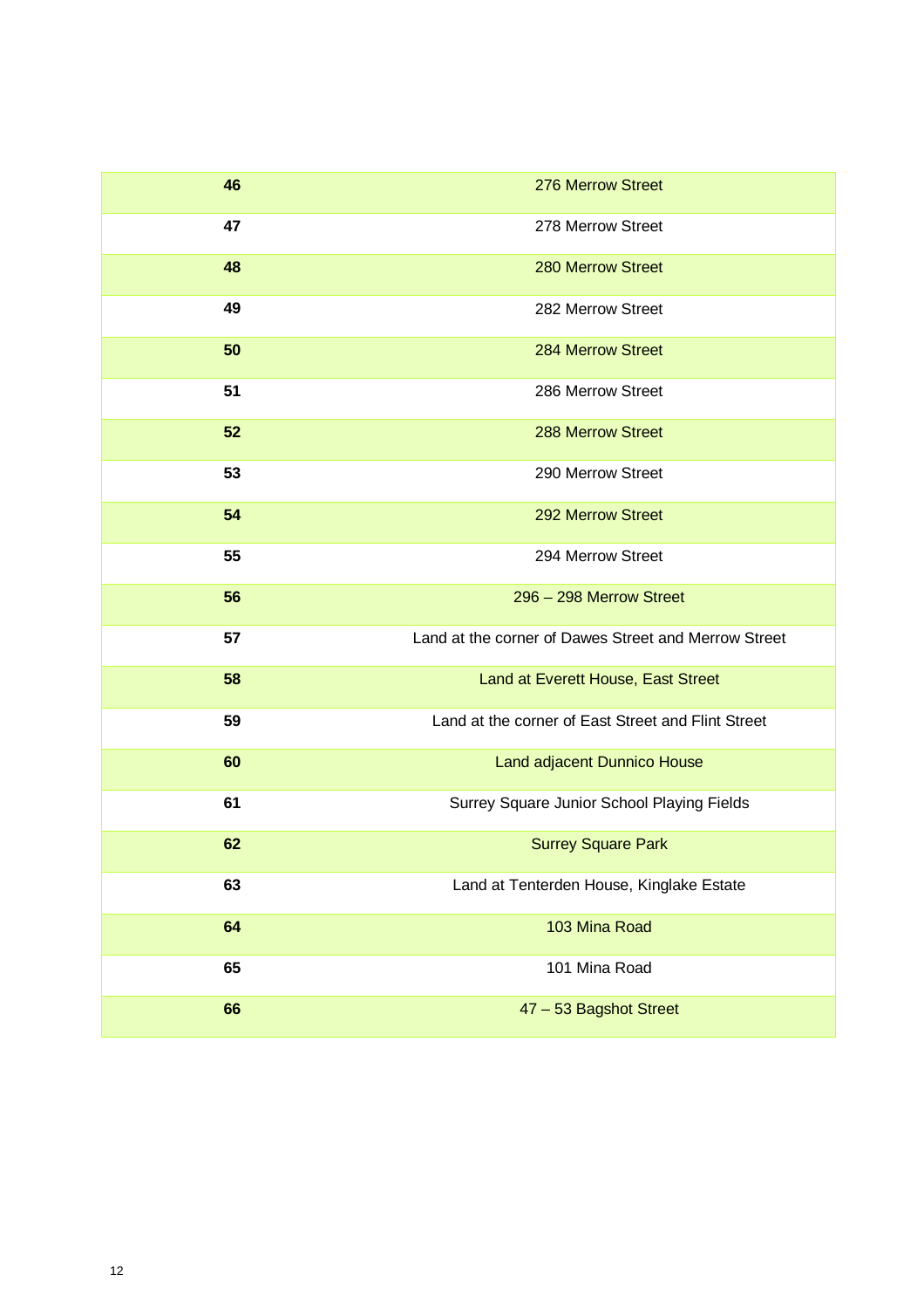| | |
|---|---|
| **46** | 276 Merrow Street |
| **47** | 278 Merrow Street |
| **48** | 280 Merrow Street |
| **49** | 282 Merrow Street |
| **50** | 284 Merrow Street |
| **51** | 286 Merrow Street |
| **52** | 288 Merrow Street |
| **53** | 290 Merrow Street |
| **54** | 292 Merrow Street |
| **55** | 294 Merrow Street |
| **56** | 296 – 298 Merrow Street |
| **57** | Land at the corner of Dawes Street and Merrow Street |
| **58** | Land at Everett House, East Street |
| **59** | Land at the corner of East Street and Flint Street |
| **60** | Land adjacent Dunnico House |
| **61** | Surrey Square Junior School Playing Fields |
| **62** | Surrey Square Park |
| **63** | Land at Tenterden House, Kinglake Estate |
| **64** | 103 Mina Road |
| **65** | 101 Mina Road |
| **66** | 47 – 53 Bagshot Street |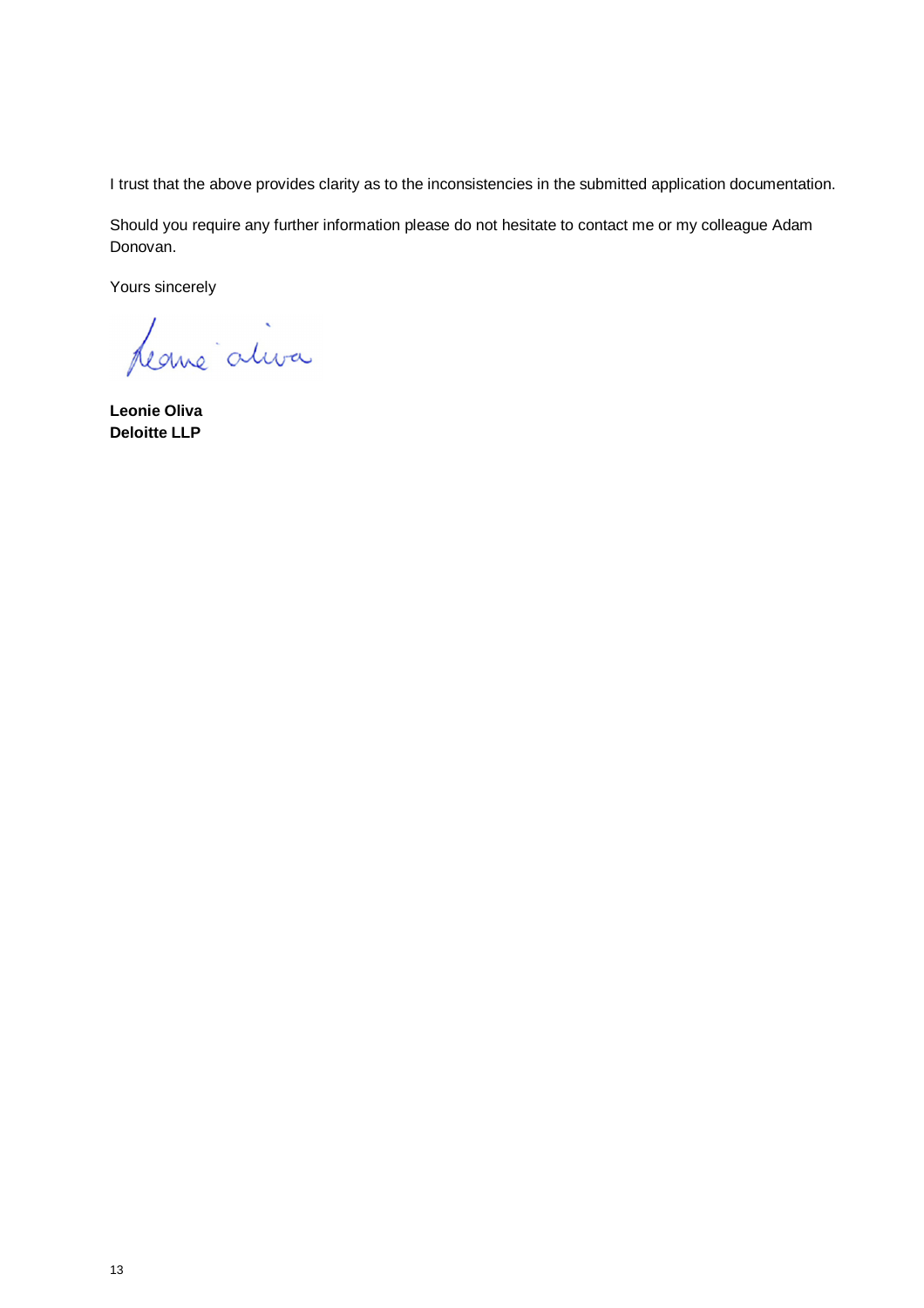I trust that the above provides clarity as to the inconsistencies in the submitted application documentation.

Should you require any further information please do not hesitate to contact me or my colleague Adam Donovan.

Yours sincerely

**Leonie Oliva**
**Deloitte LLP**